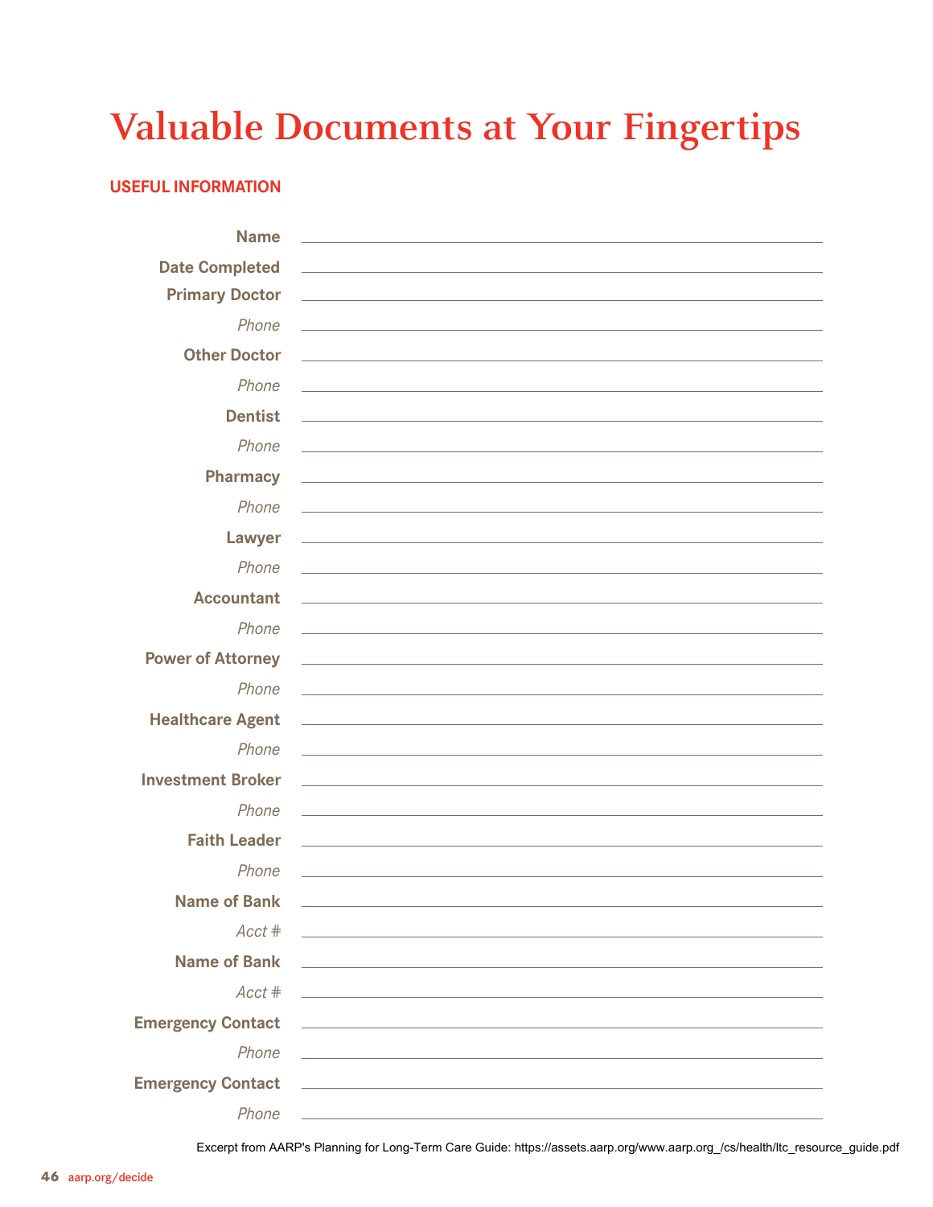# Valuable Documents at Your Fingertips

## USEFUL INFORMATION

**Name** \_\_\_\_\_\_\_\_\_\_\_\_\_\_\_\_\_\_\_\_\_\_\_\_\_\_\_\_\_\_\_\_\_\_\_\_

**Date Completed** \_\_\_\_\_\_\_\_\_\_\_\_\_\_\_\_\_\_\_\_\_\_\_\_\_\_\_\_\_\_\_\_\_\_\_\_

**Primary Doctor** \_\_\_\_\_\_\_\_\_\_\_\_\_\_\_\_\_\_\_\_\_\_\_\_\_\_\_\_\_\_\_\_\_\_\_\_

*Phone* \_\_\_\_\_\_\_\_\_\_\_\_\_\_\_\_\_\_\_\_\_\_\_\_\_\_\_\_\_\_\_\_\_\_\_\_

**Other Doctor** \_\_\_\_\_\_\_\_\_\_\_\_\_\_\_\_\_\_\_\_\_\_\_\_\_\_\_\_\_\_\_\_\_\_\_\_

*Phone* \_\_\_\_\_\_\_\_\_\_\_\_\_\_\_\_\_\_\_\_\_\_\_\_\_\_\_\_\_\_\_\_\_\_\_\_

**Dentist** \_\_\_\_\_\_\_\_\_\_\_\_\_\_\_\_\_\_\_\_\_\_\_\_\_\_\_\_\_\_\_\_\_\_\_\_

*Phone* \_\_\_\_\_\_\_\_\_\_\_\_\_\_\_\_\_\_\_\_\_\_\_\_\_\_\_\_\_\_\_\_\_\_\_\_

**Pharmacy** \_\_\_\_\_\_\_\_\_\_\_\_\_\_\_\_\_\_\_\_\_\_\_\_\_\_\_\_\_\_\_\_\_\_\_\_

*Phone* \_\_\_\_\_\_\_\_\_\_\_\_\_\_\_\_\_\_\_\_\_\_\_\_\_\_\_\_\_\_\_\_\_\_\_\_

**Lawyer** \_\_\_\_\_\_\_\_\_\_\_\_\_\_\_\_\_\_\_\_\_\_\_\_\_\_\_\_\_\_\_\_\_\_\_\_

*Phone* \_\_\_\_\_\_\_\_\_\_\_\_\_\_\_\_\_\_\_\_\_\_\_\_\_\_\_\_\_\_\_\_\_\_\_\_

**Accountant** \_\_\_\_\_\_\_\_\_\_\_\_\_\_\_\_\_\_\_\_\_\_\_\_\_\_\_\_\_\_\_\_\_\_\_\_

*Phone* \_\_\_\_\_\_\_\_\_\_\_\_\_\_\_\_\_\_\_\_\_\_\_\_\_\_\_\_\_\_\_\_\_\_\_\_

**Power of Attorney** \_\_\_\_\_\_\_\_\_\_\_\_\_\_\_\_\_\_\_\_\_\_\_\_\_\_\_\_\_\_\_\_\_\_\_\_

*Phone* \_\_\_\_\_\_\_\_\_\_\_\_\_\_\_\_\_\_\_\_\_\_\_\_\_\_\_\_\_\_\_\_\_\_\_\_

**Healthcare Agent** \_\_\_\_\_\_\_\_\_\_\_\_\_\_\_\_\_\_\_\_\_\_\_\_\_\_\_\_\_\_\_\_\_\_\_\_

*Phone* \_\_\_\_\_\_\_\_\_\_\_\_\_\_\_\_\_\_\_\_\_\_\_\_\_\_\_\_\_\_\_\_\_\_\_\_

**Investment Broker** \_\_\_\_\_\_\_\_\_\_\_\_\_\_\_\_\_\_\_\_\_\_\_\_\_\_\_\_\_\_\_\_\_\_\_\_

*Phone* \_\_\_\_\_\_\_\_\_\_\_\_\_\_\_\_\_\_\_\_\_\_\_\_\_\_\_\_\_\_\_\_\_\_\_\_

**Faith Leader** \_\_\_\_\_\_\_\_\_\_\_\_\_\_\_\_\_\_\_\_\_\_\_\_\_\_\_\_\_\_\_\_\_\_\_\_

*Phone* \_\_\_\_\_\_\_\_\_\_\_\_\_\_\_\_\_\_\_\_\_\_\_\_\_\_\_\_\_\_\_\_\_\_\_\_

**Name of Bank** \_\_\_\_\_\_\_\_\_\_\_\_\_\_\_\_\_\_\_\_\_\_\_\_\_\_\_\_\_\_\_\_\_\_\_\_

*Acct #* \_\_\_\_\_\_\_\_\_\_\_\_\_\_\_\_\_\_\_\_\_\_\_\_\_\_\_\_\_\_\_\_\_\_\_\_

**Name of Bank** \_\_\_\_\_\_\_\_\_\_\_\_\_\_\_\_\_\_\_\_\_\_\_\_\_\_\_\_\_\_\_\_\_\_\_\_

*Acct #* \_\_\_\_\_\_\_\_\_\_\_\_\_\_\_\_\_\_\_\_\_\_\_\_\_\_\_\_\_\_\_\_\_\_\_\_

**Emergency Contact** \_\_\_\_\_\_\_\_\_\_\_\_\_\_\_\_\_\_\_\_\_\_\_\_\_\_\_\_\_\_\_\_\_\_\_\_

*Phone* \_\_\_\_\_\_\_\_\_\_\_\_\_\_\_\_\_\_\_\_\_\_\_\_\_\_\_\_\_\_\_\_\_\_\_\_

**Emergency Contact** \_\_\_\_\_\_\_\_\_\_\_\_\_\_\_\_\_\_\_\_\_\_\_\_\_\_\_\_\_\_\_\_\_\_\_\_

*Phone* \_\_\_\_\_\_\_\_\_\_\_\_\_\_\_\_\_\_\_\_\_\_\_\_\_\_\_\_\_\_\_\_\_\_\_\_

Excerpt from AARP's Planning for Long-Term Care Guide: https://assets.aarp.org/www.aarp.org_/cs/health/ltc_resource_guide.pdf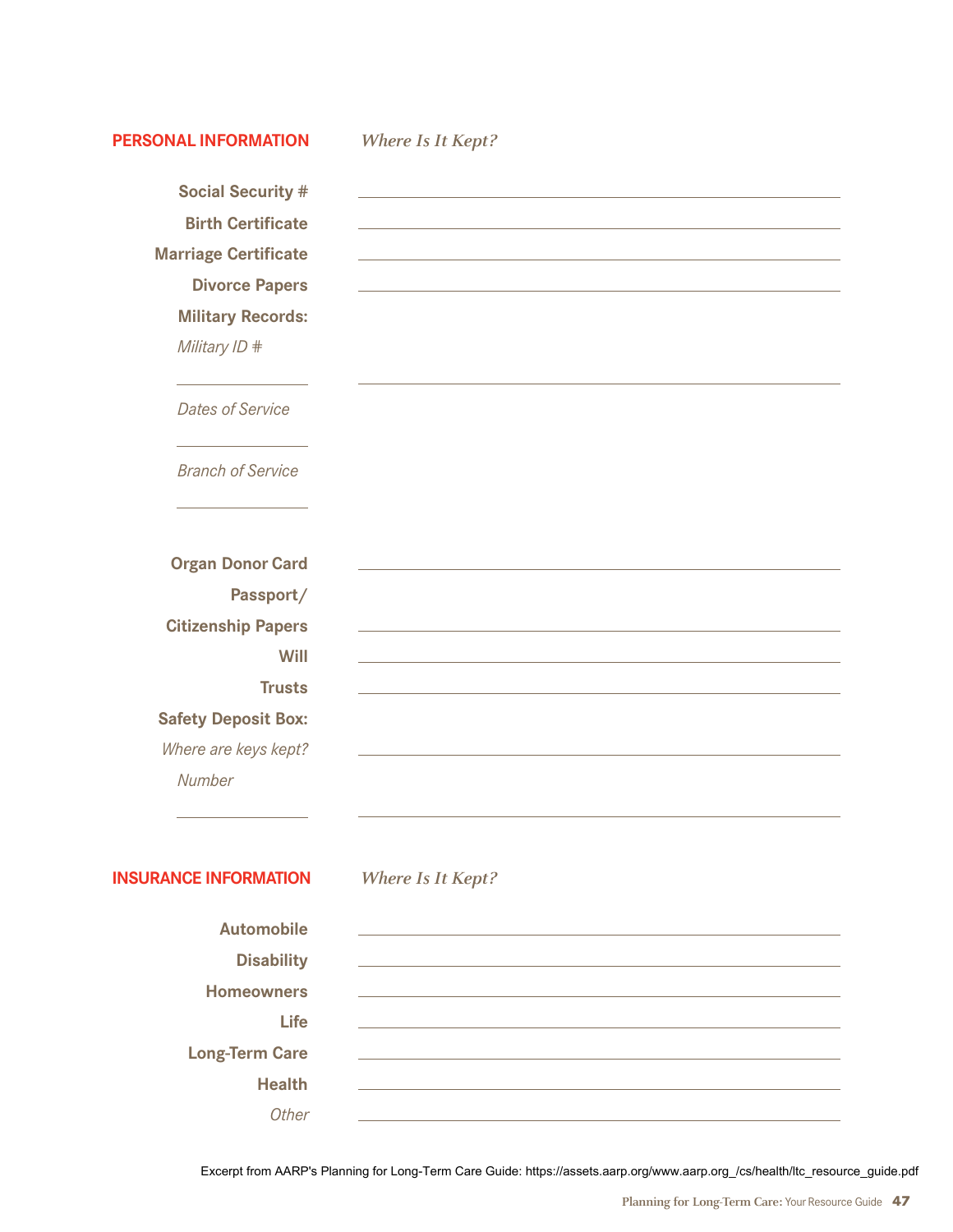## PERSONAL INFORMATION

*Where Is It Kept?*

| Item | Where Is It Kept? |
|---|---|
| **Social Security #** | |
| **Birth Certificate** | |
| **Marriage Certificate** | |
| **Divorce Papers** | |
| **Military Records:** | |
| *Military ID #* | |
| *Dates of Service* | |
| *Branch of Service* | |
| **Organ Donor Card** | |
| **Passport/ Citizenship Papers** | |
| **Will** | |
| **Trusts** | |
| **Safety Deposit Box:** | |
| *Where are keys kept?* | |
| *Number* | |

## INSURANCE INFORMATION

*Where Is It Kept?*

| Item | Where Is It Kept? |
|---|---|
| **Automobile** | |
| **Disability** | |
| **Homeowners** | |
| **Life** | |
| **Long-Term Care** | |
| **Health** | |
| *Other* | |

Excerpt from AARP's Planning for Long-Term Care Guide: https://assets.aarp.org/www.aarp.org_/cs/health/ltc_resource_guide.pdf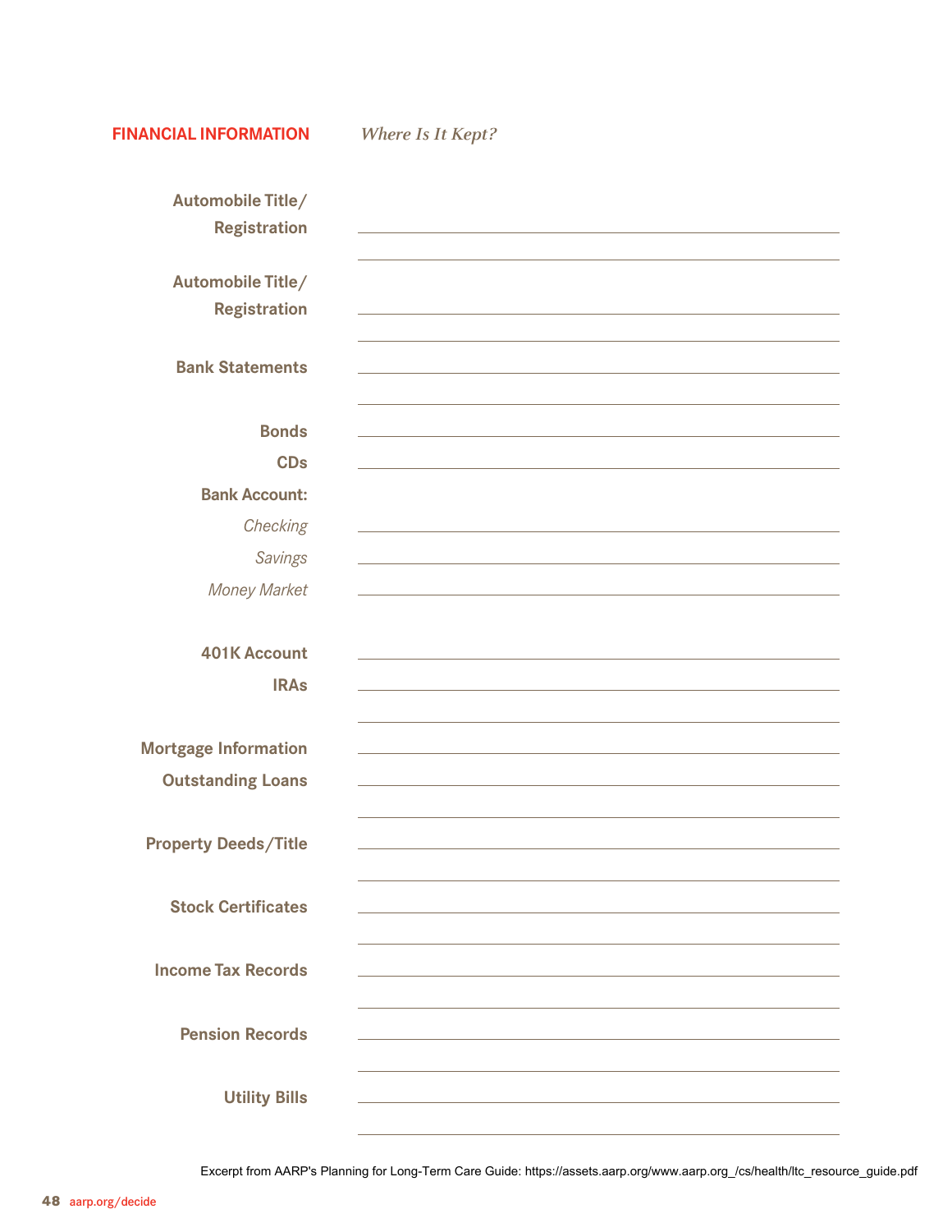## FINANCIAL INFORMATION

*Where Is It Kept?*

**Automobile Title/ Registration** ______________________________

______________________________

**Automobile Title/ Registration** ______________________________

______________________________

**Bank Statements** ______________________________

______________________________

**Bonds** ______________________________

**CDs** ______________________________

**Bank Account:**

*Checking* ______________________________

*Savings* ______________________________

*Money Market* ______________________________

**401K Account** ______________________________

**IRAs** ______________________________

______________________________

**Mortgage Information** ______________________________

**Outstanding Loans** ______________________________

______________________________

**Property Deeds/Title** ______________________________

______________________________

**Stock Certificates** ______________________________

______________________________

**Income Tax Records** ______________________________

______________________________

**Pension Records** ______________________________

______________________________

**Utility Bills** ______________________________

______________________________

Excerpt from AARP's Planning for Long-Term Care Guide: https://assets.aarp.org/www.aarp.org_/cs/health/ltc_resource_guide.pdf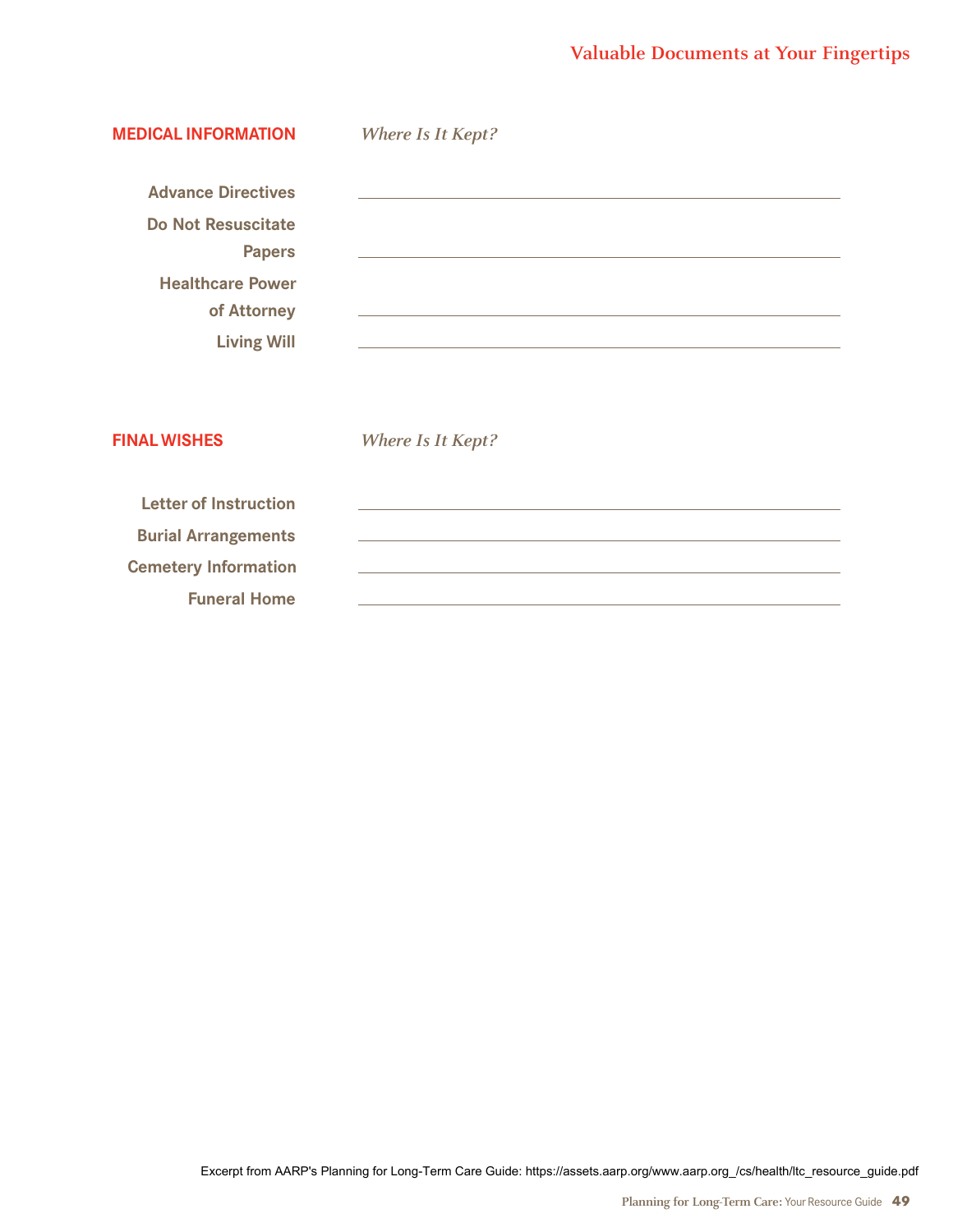## MEDICAL INFORMATION

*Where Is It Kept?*

| Document | Where Is It Kept? |
|---|---|
| Advance Directives | |
| Do Not Resuscitate Papers | |
| Healthcare Power of Attorney | |
| Living Will | |

## FINAL WISHES

*Where Is It Kept?*

| Document | Where Is It Kept? |
|---|---|
| Letter of Instruction | |
| Burial Arrangements | |
| Cemetery Information | |
| Funeral Home | |

Excerpt from AARP's Planning for Long-Term Care Guide: https://assets.aarp.org/www.aarp.org_/cs/health/ltc_resource_guide.pdf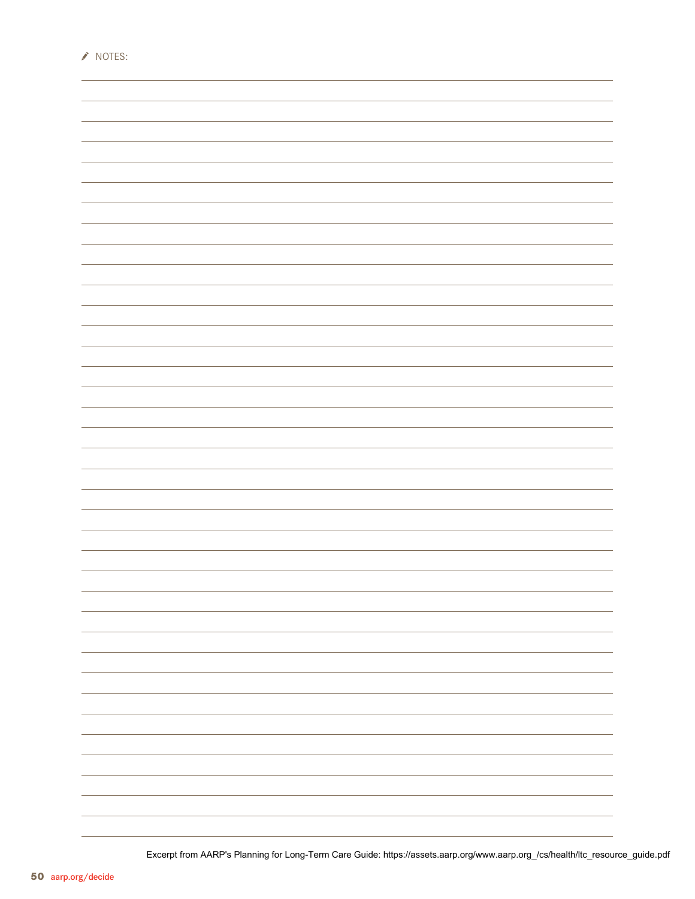NOTES:

Excerpt from AARP's Planning for Long-Term Care Guide: https://assets.aarp.org/www.aarp.org_/cs/health/ltc_resource_guide.pdf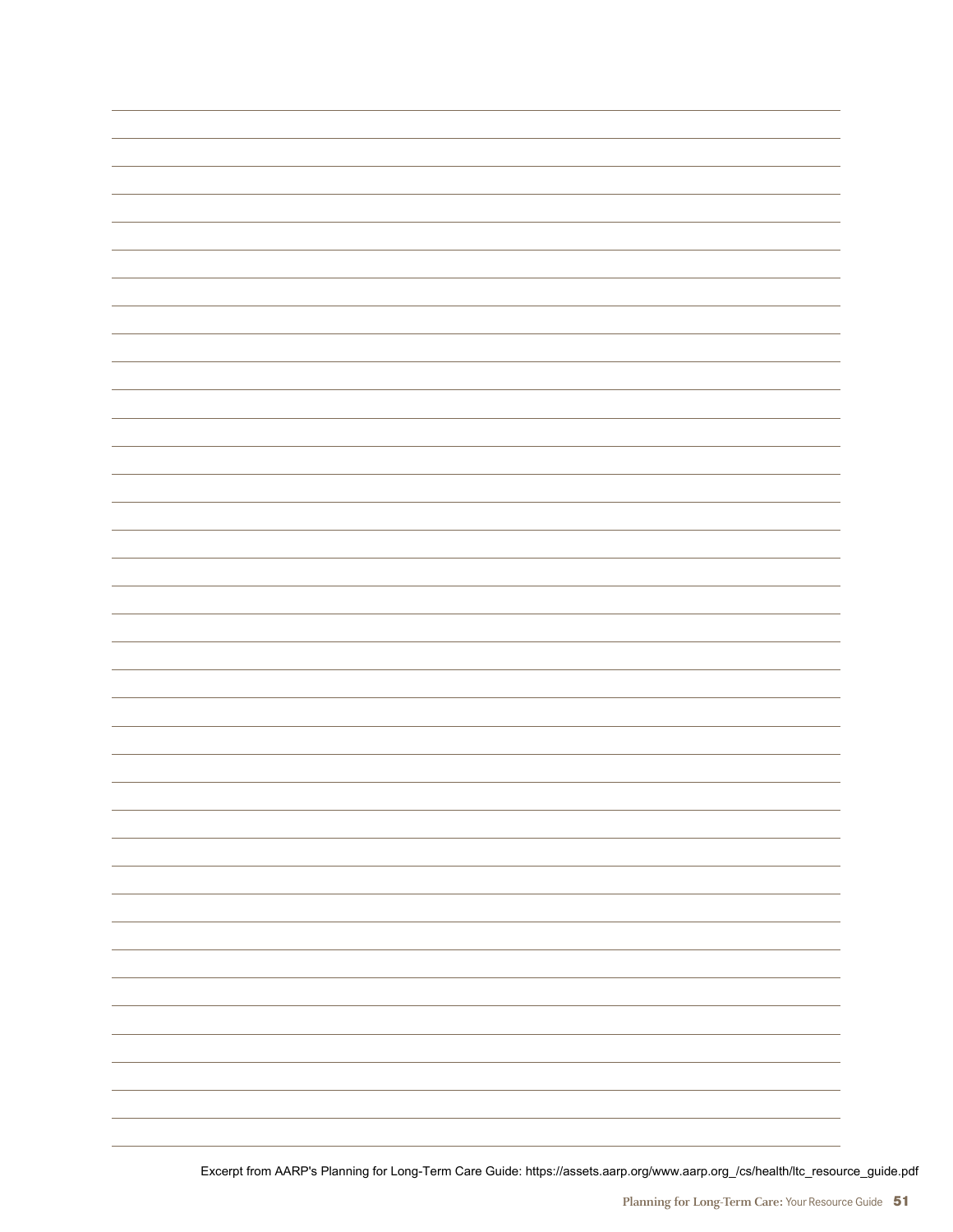Excerpt from AARP's Planning for Long-Term Care Guide: https://assets.aarp.org/www.aarp.org_/cs/health/ltc_resource_guide.pdf